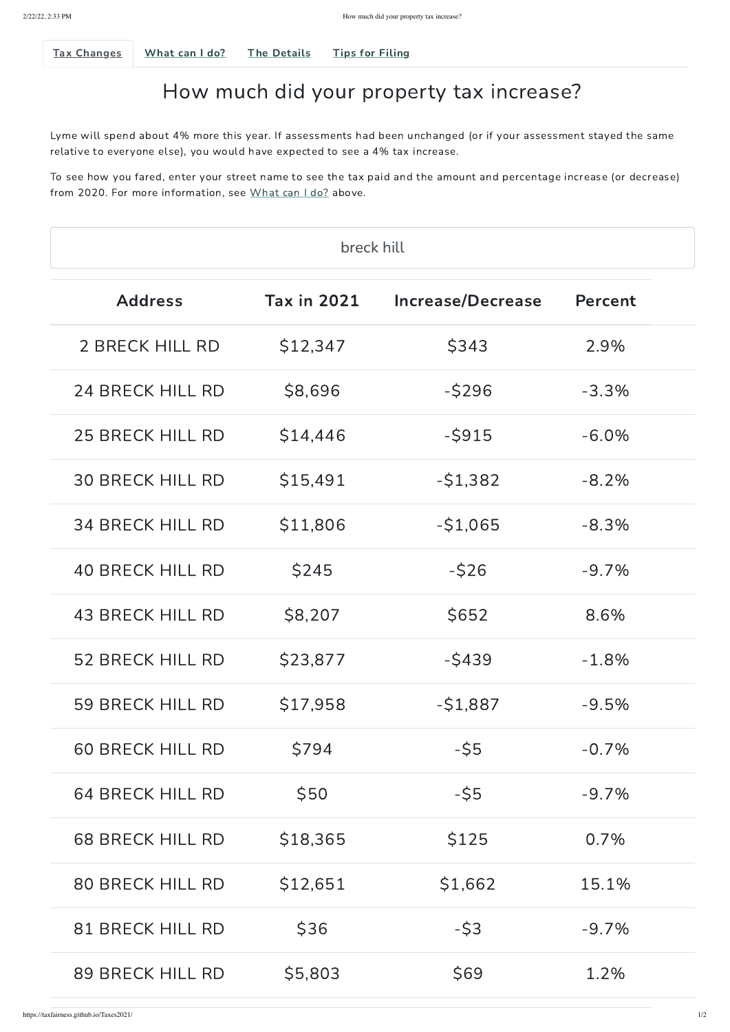Tax Changes | What can I do? | The Details | Tips for Filing

# How much did your property tax increase?

Lyme will spend about 4% more this year. If assessments had been unchanged (or if your assessment stayed the same relative to everyone else), you would have expected to see a 4% tax increase.

To see how you fared, enter your street name to see the tax paid and the amount and percentage increase (or decrease) from 2020. For more information, see What can I do? above.

breck hill

| Address | Tax in 2021 | Increase/Decrease | Percent |
|---|---|---|---|
| 2 BRECK HILL RD | $12,347 | $343 | 2.9% |
| 24 BRECK HILL RD | $8,696 | -$296 | -3.3% |
| 25 BRECK HILL RD | $14,446 | -$915 | -6.0% |
| 30 BRECK HILL RD | $15,491 | -$1,382 | -8.2% |
| 34 BRECK HILL RD | $11,806 | -$1,065 | -8.3% |
| 40 BRECK HILL RD | $245 | -$26 | -9.7% |
| 43 BRECK HILL RD | $8,207 | $652 | 8.6% |
| 52 BRECK HILL RD | $23,877 | -$439 | -1.8% |
| 59 BRECK HILL RD | $17,958 | -$1,887 | -9.5% |
| 60 BRECK HILL RD | $794 | -$5 | -0.7% |
| 64 BRECK HILL RD | $50 | -$5 | -9.7% |
| 68 BRECK HILL RD | $18,365 | $125 | 0.7% |
| 80 BRECK HILL RD | $12,651 | $1,662 | 15.1% |
| 81 BRECK HILL RD | $36 | -$3 | -9.7% |
| 89 BRECK HILL RD | $5,803 | $69 | 1.2% |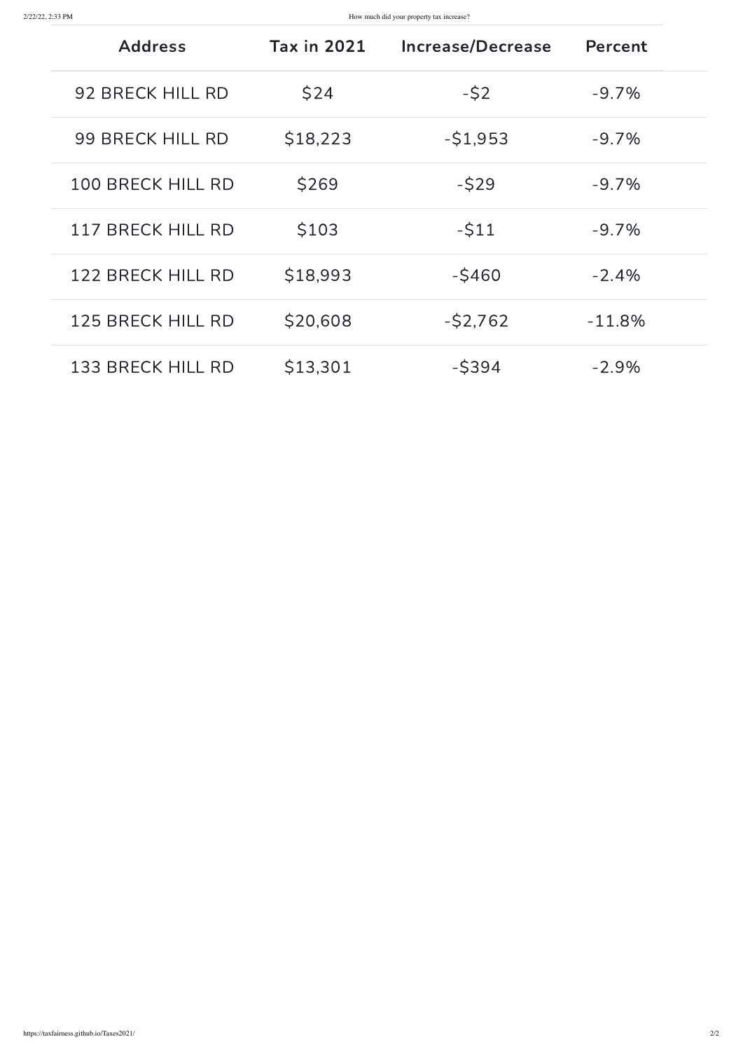| Address | Tax in 2021 | Increase/Decrease | Percent |
|---|---|---|---|
| 92 BRECK HILL RD | $24 | -$2 | -9.7% |
| 99 BRECK HILL RD | $18,223 | -$1,953 | -9.7% |
| 100 BRECK HILL RD | $269 | -$29 | -9.7% |
| 117 BRECK HILL RD | $103 | -$11 | -9.7% |
| 122 BRECK HILL RD | $18,993 | -$460 | -2.4% |
| 125 BRECK HILL RD | $20,608 | -$2,762 | -11.8% |
| 133 BRECK HILL RD | $13,301 | -$394 | -2.9% |